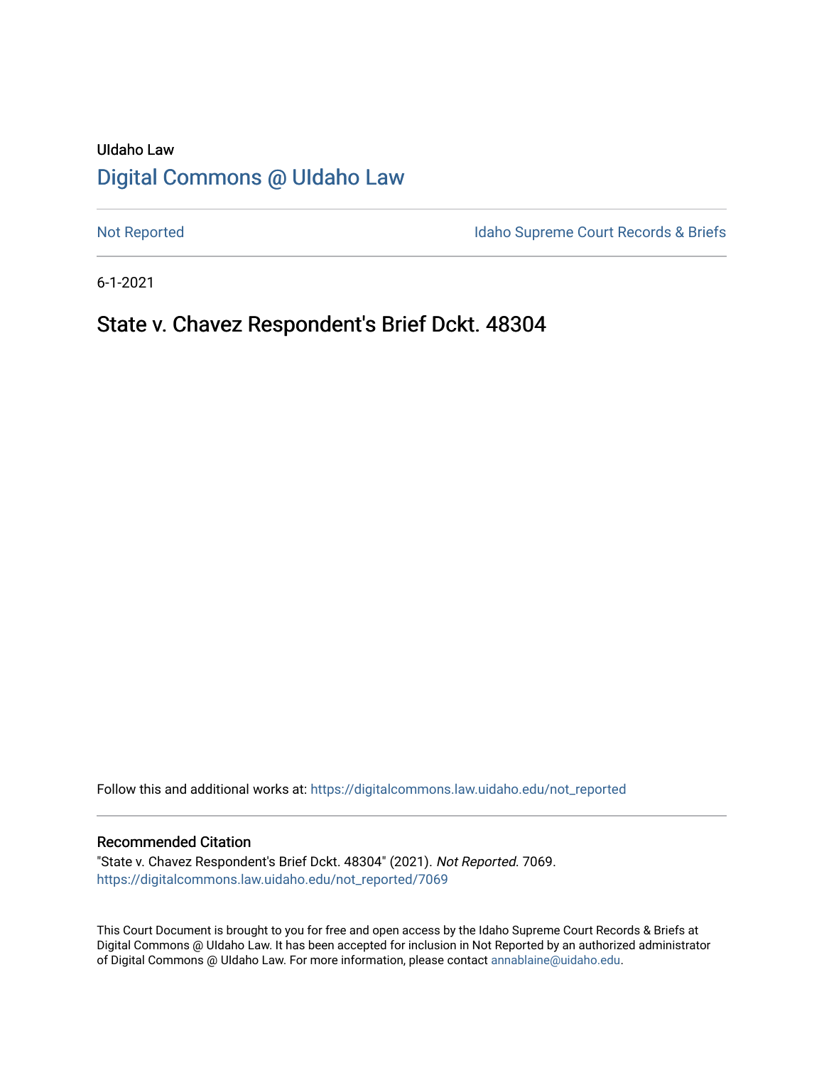UIdaho Law

# Digital Commons @ UIdaho Law

Not Reported

Idaho Supreme Court Records & Briefs

6-1-2021

## State v. Chavez Respondent's Brief Dckt. 48304

Follow this and additional works at: https://digitalcommons.law.uidaho.edu/not_reported

### Recommended Citation

"State v. Chavez Respondent's Brief Dckt. 48304" (2021). *Not Reported*. 7069.
https://digitalcommons.law.uidaho.edu/not_reported/7069

This Court Document is brought to you for free and open access by the Idaho Supreme Court Records & Briefs at Digital Commons @ UIdaho Law. It has been accepted for inclusion in Not Reported by an authorized administrator of Digital Commons @ UIdaho Law. For more information, please contact annablaine@uidaho.edu.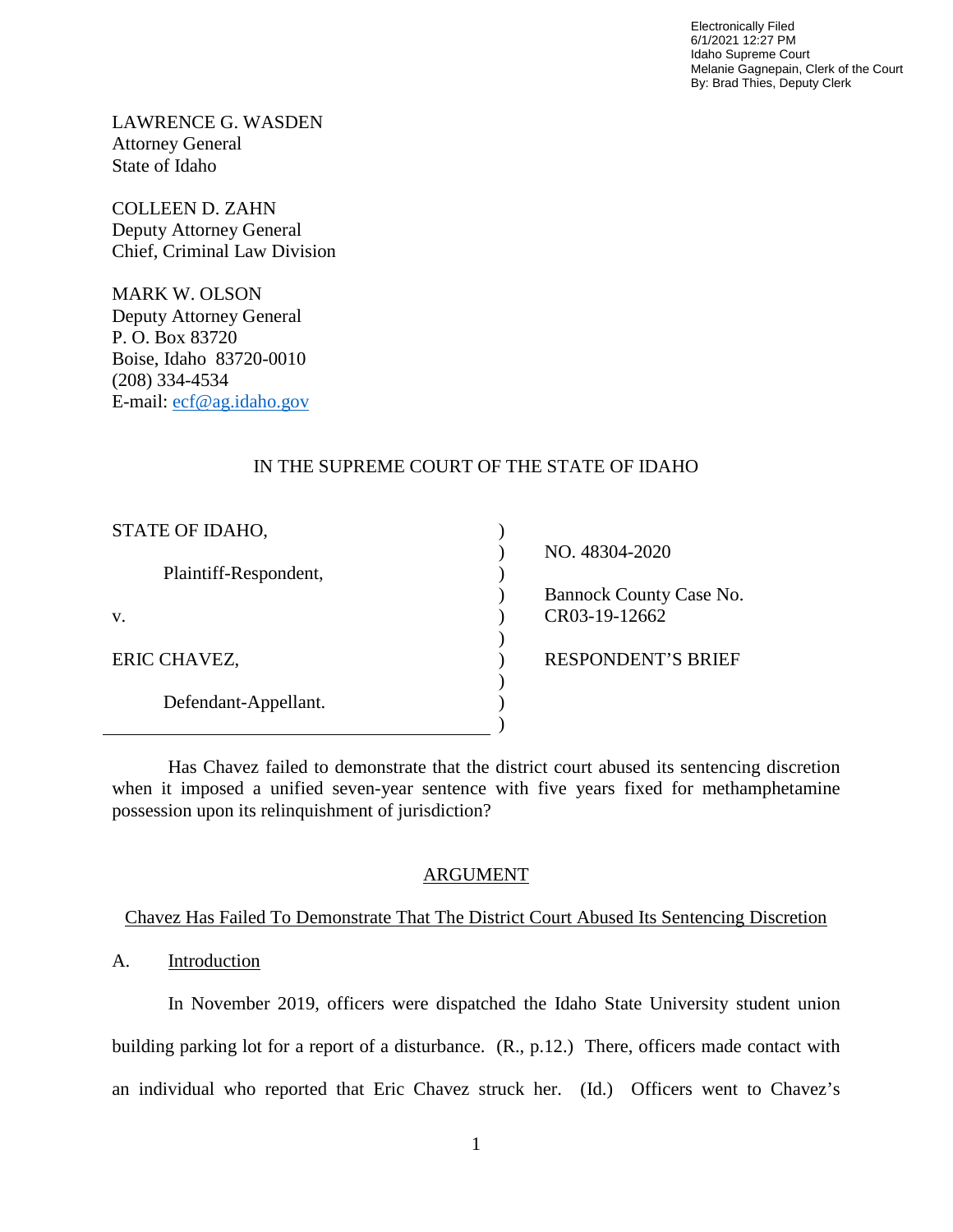Electronically Filed
6/1/2021 12:27 PM
Idaho Supreme Court
Melanie Gagnepain, Clerk of the Court
By: Brad Thies, Deputy Clerk

LAWRENCE G. WASDEN
Attorney General
State of Idaho

COLLEEN D. ZAHN
Deputy Attorney General
Chief, Criminal Law Division

MARK W. OLSON
Deputy Attorney General
P. O. Box 83720
Boise, Idaho 83720-0010
(208) 334-4534
E-mail: ecf@ag.idaho.gov

IN THE SUPREME COURT OF THE STATE OF IDAHO

| | | |
|---|---|---|
| STATE OF IDAHO, | ) | |
| | ) | NO. 48304-2020 |
| Plaintiff-Respondent, | ) | |
| | ) | Bannock County Case No. |
| v. | ) | CR03-19-12662 |
| | ) | |
| ERIC CHAVEZ, | ) | RESPONDENT'S BRIEF |
| | ) | |
| Defendant-Appellant. | ) | |
| | ) | |

Has Chavez failed to demonstrate that the district court abused its sentencing discretion when it imposed a unified seven-year sentence with five years fixed for methamphetamine possession upon its relinquishment of jurisdiction?

## ARGUMENT

### Chavez Has Failed To Demonstrate That The District Court Abused Its Sentencing Discretion

A. Introduction

In November 2019, officers were dispatched the Idaho State University student union building parking lot for a report of a disturbance. (R., p.12.) There, officers made contact with an individual who reported that Eric Chavez struck her. (Id.) Officers went to Chavez's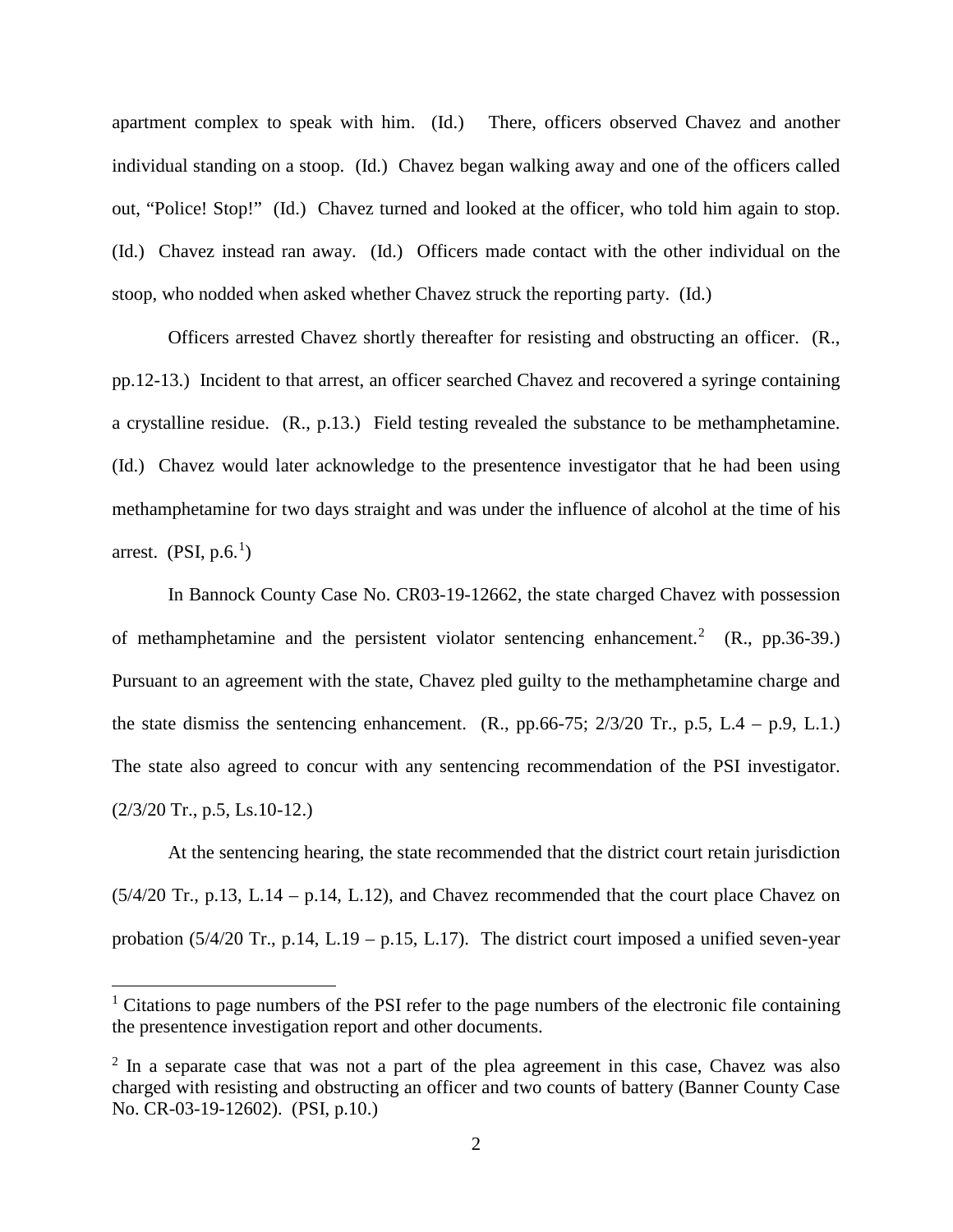apartment complex to speak with him. (Id.) There, officers observed Chavez and another individual standing on a stoop. (Id.) Chavez began walking away and one of the officers called out, "Police! Stop!" (Id.) Chavez turned and looked at the officer, who told him again to stop. (Id.) Chavez instead ran away. (Id.) Officers made contact with the other individual on the stoop, who nodded when asked whether Chavez struck the reporting party. (Id.)

Officers arrested Chavez shortly thereafter for resisting and obstructing an officer. (R., pp.12-13.) Incident to that arrest, an officer searched Chavez and recovered a syringe containing a crystalline residue. (R., p.13.) Field testing revealed the substance to be methamphetamine. (Id.) Chavez would later acknowledge to the presentence investigator that he had been using methamphetamine for two days straight and was under the influence of alcohol at the time of his arrest. (PSI, p.6.[1])

In Bannock County Case No. CR03-19-12662, the state charged Chavez with possession of methamphetamine and the persistent violator sentencing enhancement.[2] (R., pp.36-39.) Pursuant to an agreement with the state, Chavez pled guilty to the methamphetamine charge and the state dismiss the sentencing enhancement. (R., pp.66-75; 2/3/20 Tr., p.5, L.4 – p.9, L.1.) The state also agreed to concur with any sentencing recommendation of the PSI investigator. (2/3/20 Tr., p.5, Ls.10-12.)

At the sentencing hearing, the state recommended that the district court retain jurisdiction (5/4/20 Tr., p.13, L.14 – p.14, L.12), and Chavez recommended that the court place Chavez on probation (5/4/20 Tr., p.14, L.19 – p.15, L.17). The district court imposed a unified seven-year

---

[1] Citations to page numbers of the PSI refer to the page numbers of the electronic file containing the presentence investigation report and other documents.

[2] In a separate case that was not a part of the plea agreement in this case, Chavez was also charged with resisting and obstructing an officer and two counts of battery (Banner County Case No. CR-03-19-12602). (PSI, p.10.)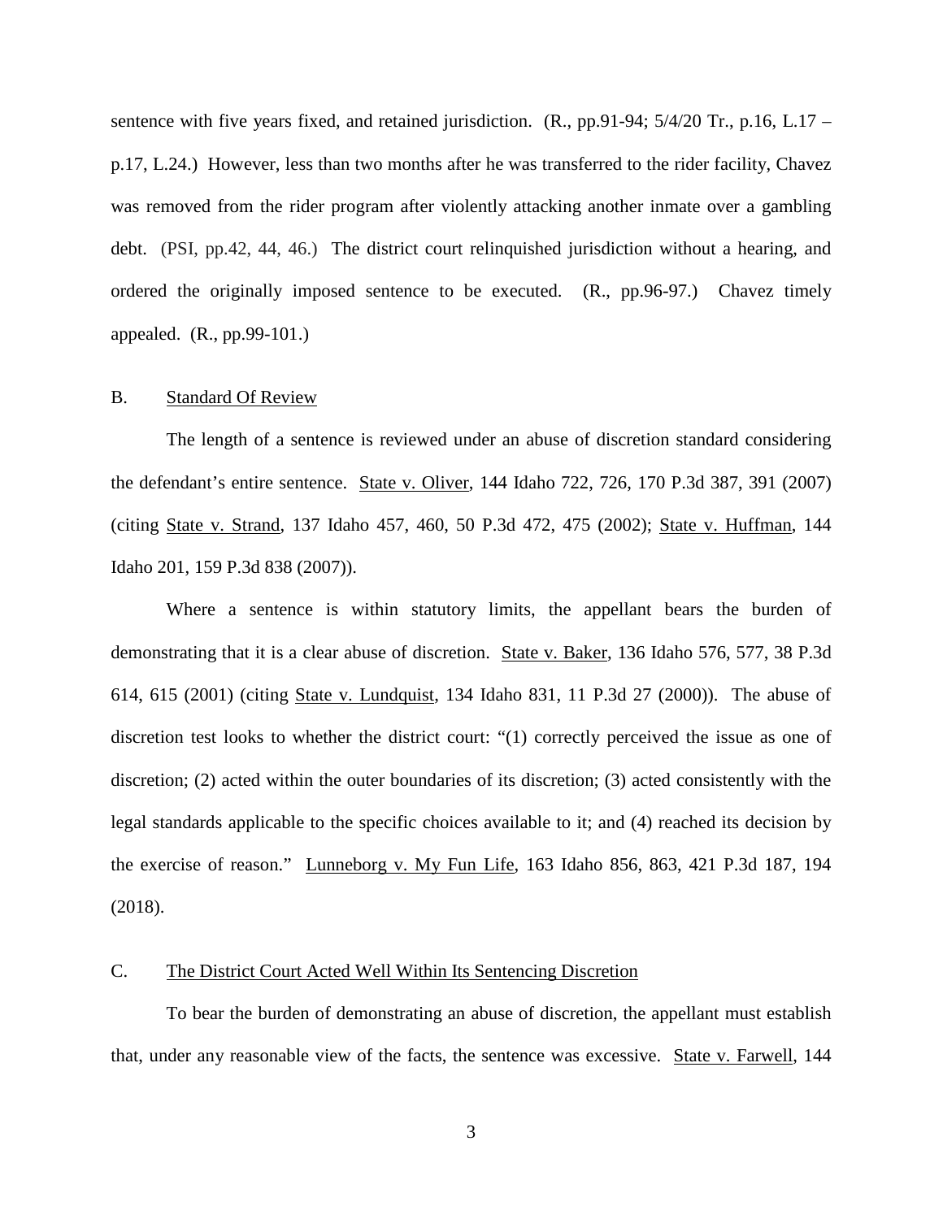sentence with five years fixed, and retained jurisdiction. (R., pp.91-94; 5/4/20 Tr., p.16, L.17 – p.17, L.24.) However, less than two months after he was transferred to the rider facility, Chavez was removed from the rider program after violently attacking another inmate over a gambling debt. (PSI, pp.42, 44, 46.) The district court relinquished jurisdiction without a hearing, and ordered the originally imposed sentence to be executed. (R., pp.96-97.) Chavez timely appealed. (R., pp.99-101.)

B. Standard Of Review

The length of a sentence is reviewed under an abuse of discretion standard considering the defendant's entire sentence. State v. Oliver, 144 Idaho 722, 726, 170 P.3d 387, 391 (2007) (citing State v. Strand, 137 Idaho 457, 460, 50 P.3d 472, 475 (2002); State v. Huffman, 144 Idaho 201, 159 P.3d 838 (2007)).

Where a sentence is within statutory limits, the appellant bears the burden of demonstrating that it is a clear abuse of discretion. State v. Baker, 136 Idaho 576, 577, 38 P.3d 614, 615 (2001) (citing State v. Lundquist, 134 Idaho 831, 11 P.3d 27 (2000)). The abuse of discretion test looks to whether the district court: "(1) correctly perceived the issue as one of discretion; (2) acted within the outer boundaries of its discretion; (3) acted consistently with the legal standards applicable to the specific choices available to it; and (4) reached its decision by the exercise of reason." Lunneborg v. My Fun Life, 163 Idaho 856, 863, 421 P.3d 187, 194 (2018).

C. The District Court Acted Well Within Its Sentencing Discretion

To bear the burden of demonstrating an abuse of discretion, the appellant must establish that, under any reasonable view of the facts, the sentence was excessive. State v. Farwell, 144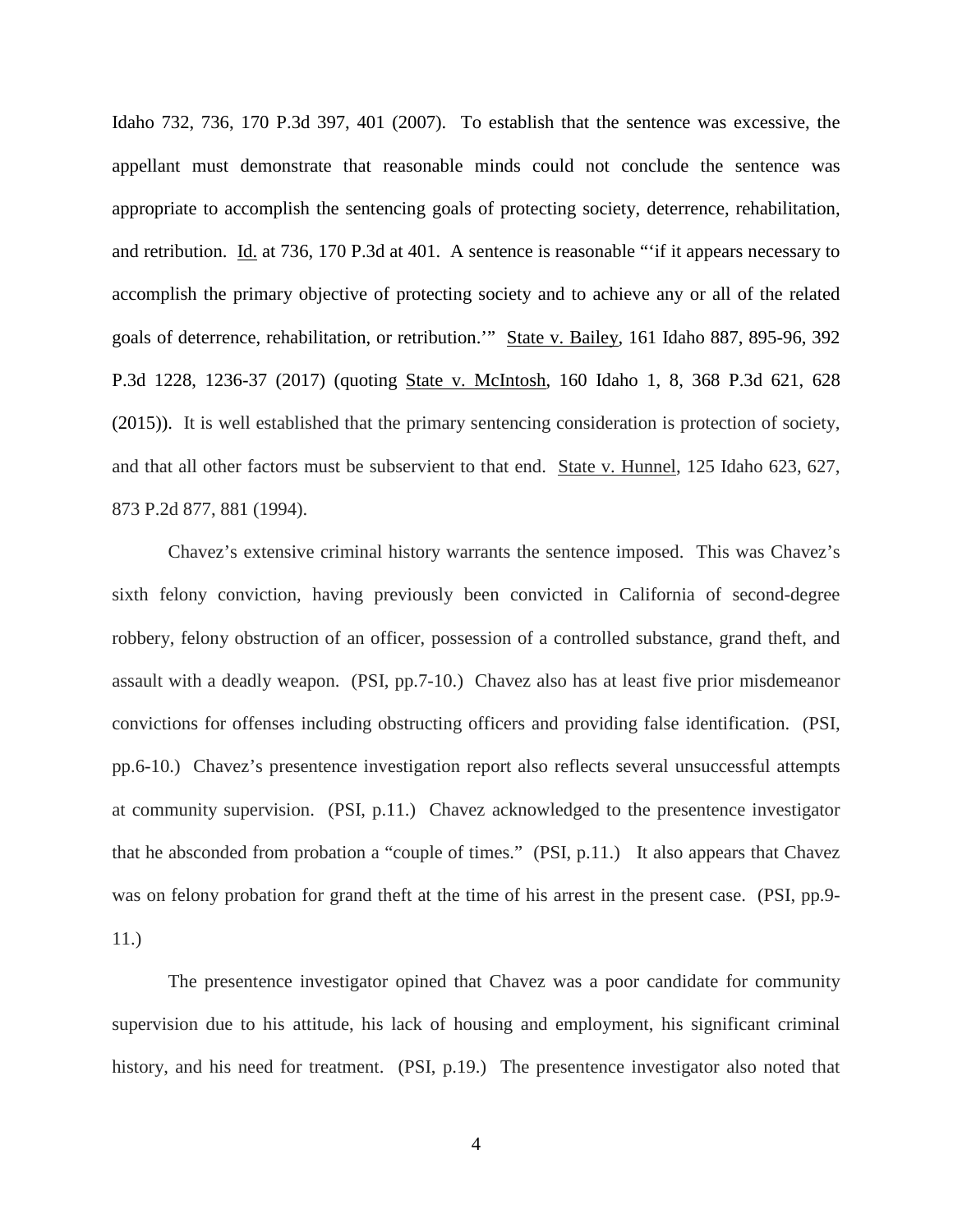Idaho 732, 736, 170 P.3d 397, 401 (2007). To establish that the sentence was excessive, the appellant must demonstrate that reasonable minds could not conclude the sentence was appropriate to accomplish the sentencing goals of protecting society, deterrence, rehabilitation, and retribution. Id. at 736, 170 P.3d at 401. A sentence is reasonable "'if it appears necessary to accomplish the primary objective of protecting society and to achieve any or all of the related goals of deterrence, rehabilitation, or retribution.'" State v. Bailey, 161 Idaho 887, 895-96, 392 P.3d 1228, 1236-37 (2017) (quoting State v. McIntosh, 160 Idaho 1, 8, 368 P.3d 621, 628 (2015)). It is well established that the primary sentencing consideration is protection of society, and that all other factors must be subservient to that end. State v. Hunnel, 125 Idaho 623, 627, 873 P.2d 877, 881 (1994).

Chavez's extensive criminal history warrants the sentence imposed. This was Chavez's sixth felony conviction, having previously been convicted in California of second-degree robbery, felony obstruction of an officer, possession of a controlled substance, grand theft, and assault with a deadly weapon. (PSI, pp.7-10.) Chavez also has at least five prior misdemeanor convictions for offenses including obstructing officers and providing false identification. (PSI, pp.6-10.) Chavez's presentence investigation report also reflects several unsuccessful attempts at community supervision. (PSI, p.11.) Chavez acknowledged to the presentence investigator that he absconded from probation a "couple of times." (PSI, p.11.) It also appears that Chavez was on felony probation for grand theft at the time of his arrest in the present case. (PSI, pp.9-11.)

The presentence investigator opined that Chavez was a poor candidate for community supervision due to his attitude, his lack of housing and employment, his significant criminal history, and his need for treatment. (PSI, p.19.) The presentence investigator also noted that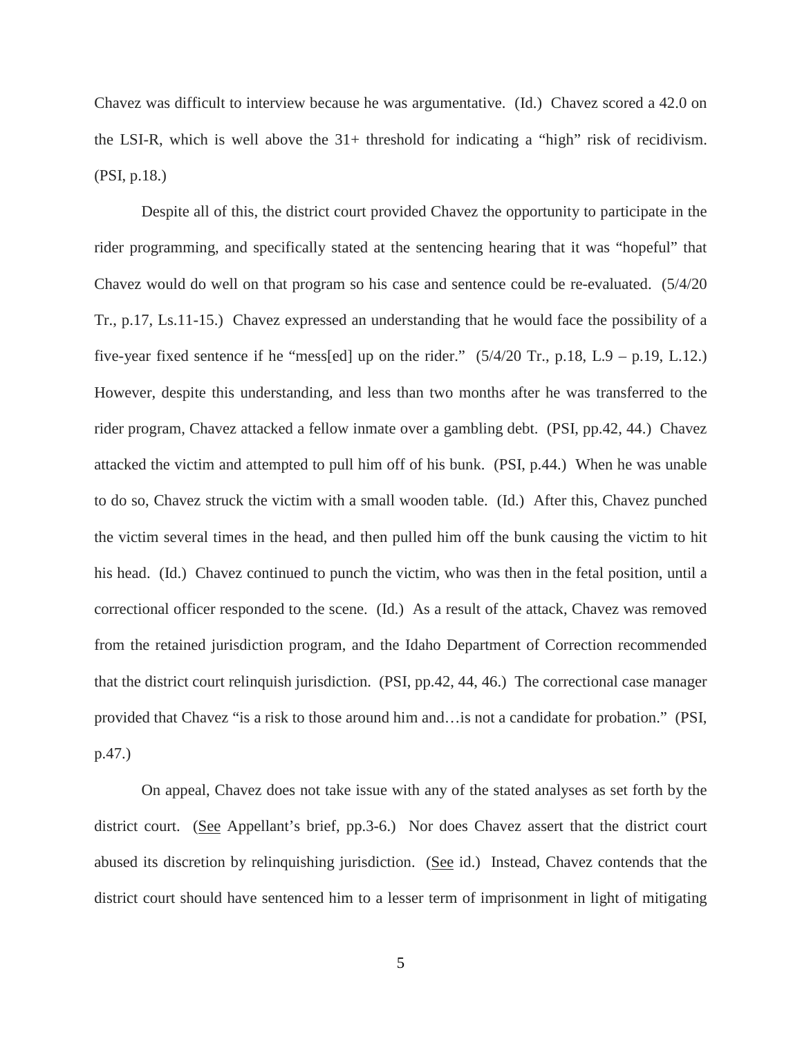Chavez was difficult to interview because he was argumentative. (Id.) Chavez scored a 42.0 on the LSI-R, which is well above the 31+ threshold for indicating a "high" risk of recidivism. (PSI, p.18.)

Despite all of this, the district court provided Chavez the opportunity to participate in the rider programming, and specifically stated at the sentencing hearing that it was "hopeful" that Chavez would do well on that program so his case and sentence could be re-evaluated. (5/4/20 Tr., p.17, Ls.11-15.) Chavez expressed an understanding that he would face the possibility of a five-year fixed sentence if he "mess[ed] up on the rider." (5/4/20 Tr., p.18, L.9 – p.19, L.12.) However, despite this understanding, and less than two months after he was transferred to the rider program, Chavez attacked a fellow inmate over a gambling debt. (PSI, pp.42, 44.) Chavez attacked the victim and attempted to pull him off of his bunk. (PSI, p.44.) When he was unable to do so, Chavez struck the victim with a small wooden table. (Id.) After this, Chavez punched the victim several times in the head, and then pulled him off the bunk causing the victim to hit his head. (Id.) Chavez continued to punch the victim, who was then in the fetal position, until a correctional officer responded to the scene. (Id.) As a result of the attack, Chavez was removed from the retained jurisdiction program, and the Idaho Department of Correction recommended that the district court relinquish jurisdiction. (PSI, pp.42, 44, 46.) The correctional case manager provided that Chavez "is a risk to those around him and…is not a candidate for probation." (PSI, p.47.)

On appeal, Chavez does not take issue with any of the stated analyses as set forth by the district court. (See Appellant's brief, pp.3-6.) Nor does Chavez assert that the district court abused its discretion by relinquishing jurisdiction. (See id.) Instead, Chavez contends that the district court should have sentenced him to a lesser term of imprisonment in light of mitigating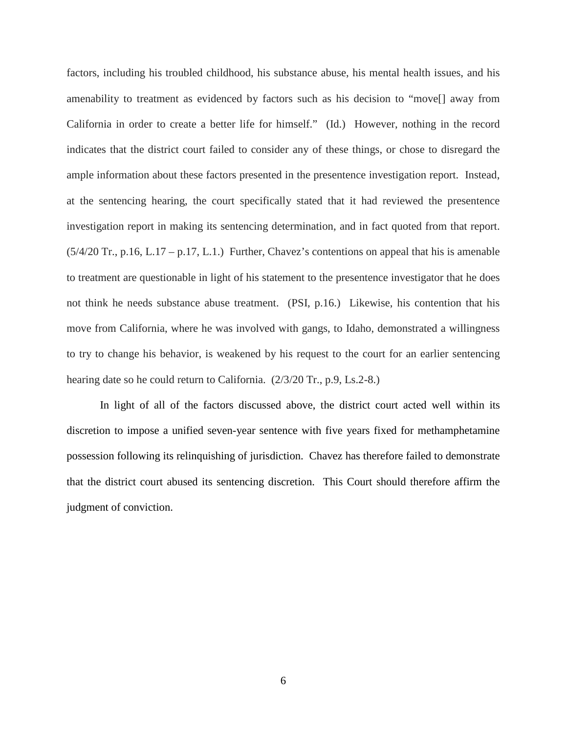factors, including his troubled childhood, his substance abuse, his mental health issues, and his amenability to treatment as evidenced by factors such as his decision to "move[] away from California in order to create a better life for himself." (Id.) However, nothing in the record indicates that the district court failed to consider any of these things, or chose to disregard the ample information about these factors presented in the presentence investigation report. Instead, at the sentencing hearing, the court specifically stated that it had reviewed the presentence investigation report in making its sentencing determination, and in fact quoted from that report. (5/4/20 Tr., p.16, L.17 – p.17, L.1.) Further, Chavez's contentions on appeal that his is amenable to treatment are questionable in light of his statement to the presentence investigator that he does not think he needs substance abuse treatment. (PSI, p.16.) Likewise, his contention that his move from California, where he was involved with gangs, to Idaho, demonstrated a willingness to try to change his behavior, is weakened by his request to the court for an earlier sentencing hearing date so he could return to California. (2/3/20 Tr., p.9, Ls.2-8.)

In light of all of the factors discussed above, the district court acted well within its discretion to impose a unified seven-year sentence with five years fixed for methamphetamine possession following its relinquishing of jurisdiction. Chavez has therefore failed to demonstrate that the district court abused its sentencing discretion. This Court should therefore affirm the judgment of conviction.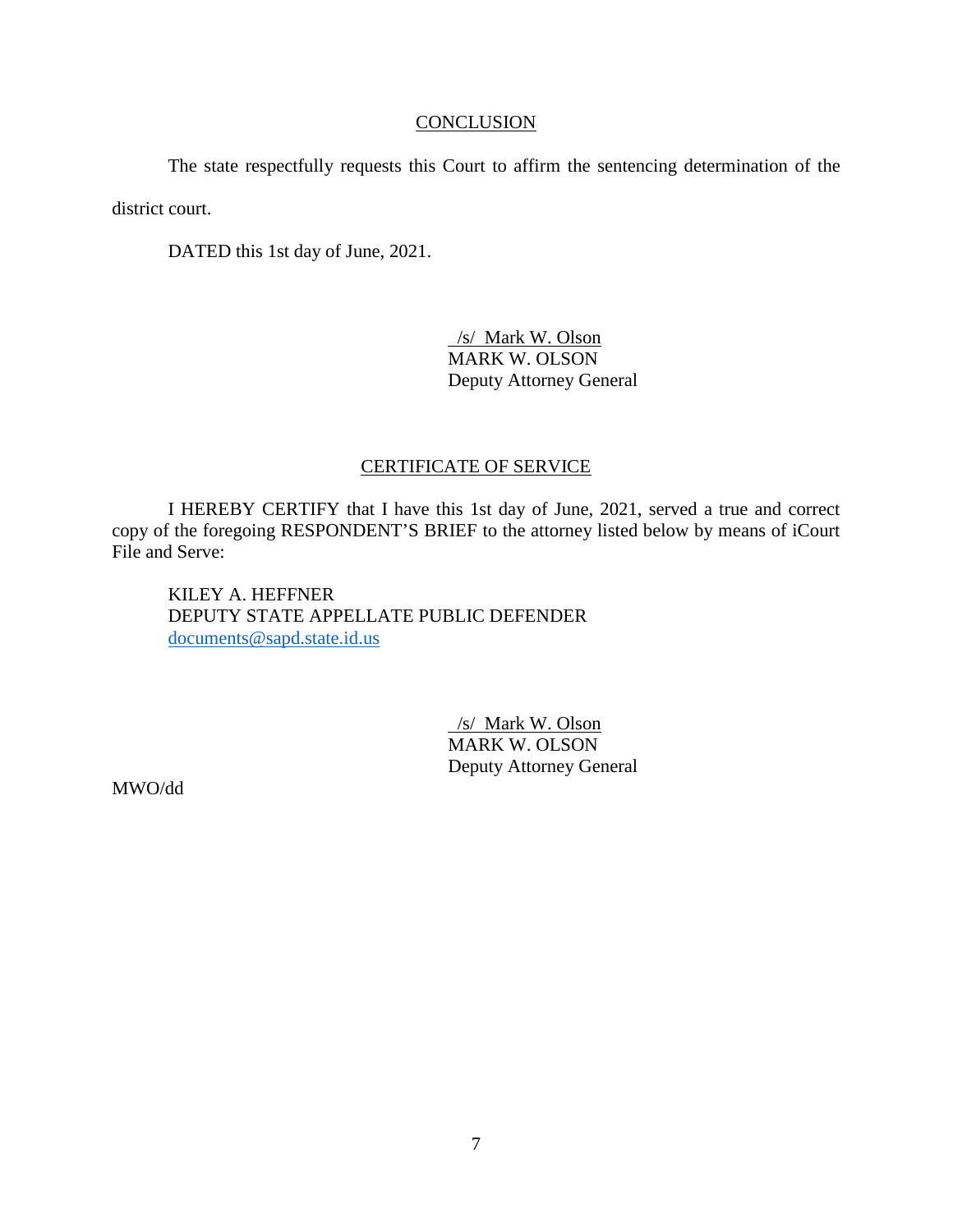## CONCLUSION

The state respectfully requests this Court to affirm the sentencing determination of the district court.

DATED this 1st day of June, 2021.

/s/ Mark W. Olson
MARK W. OLSON
Deputy Attorney General

## CERTIFICATE OF SERVICE

I HEREBY CERTIFY that I have this 1st day of June, 2021, served a true and correct copy of the foregoing RESPONDENT'S BRIEF to the attorney listed below by means of iCourt File and Serve:

KILEY A. HEFFNER
DEPUTY STATE APPELLATE PUBLIC DEFENDER
documents@sapd.state.id.us

/s/ Mark W. Olson
MARK W. OLSON
Deputy Attorney General

MWO/dd